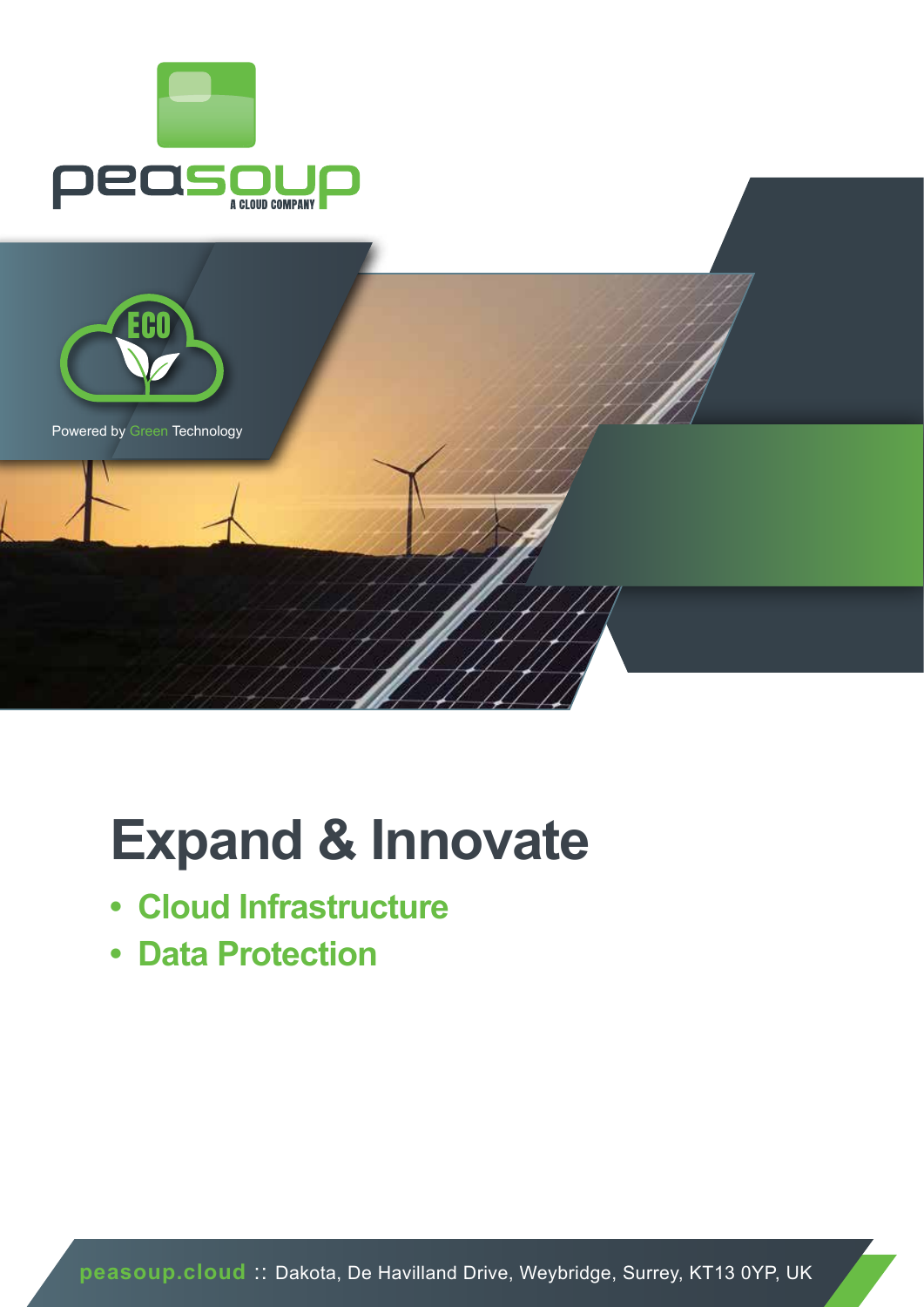peasoup

A CLOUD COMPANY

ECO

Powered by Green Technology

# Expand & Innovate

- Cloud Infrastructure
- Data Protection

peasoup.cloud :: Dakota, De Havilland Drive, Weybridge, Surrey, KT13 0YP, UK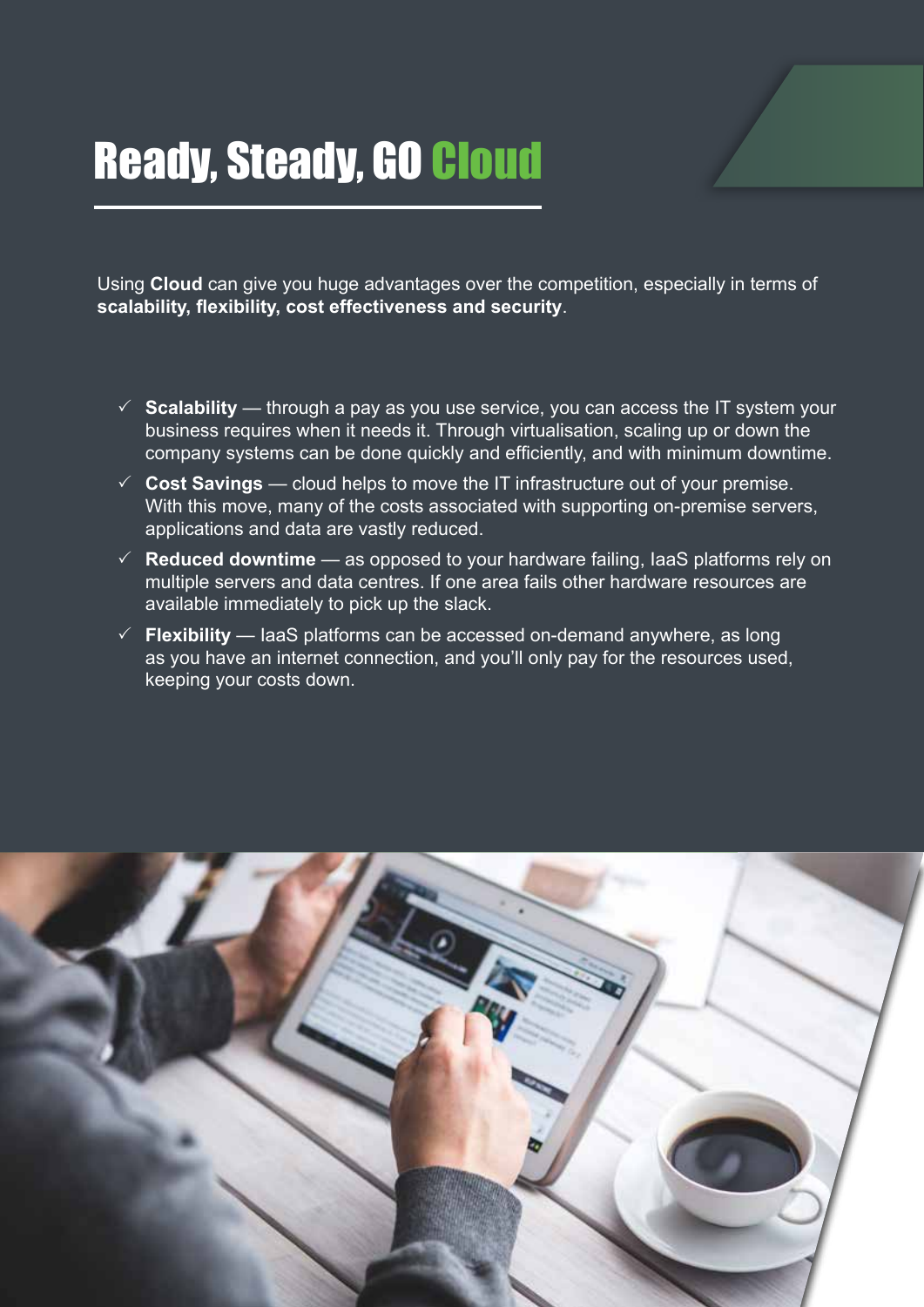# Ready, Steady, GO Cloud

Using **Cloud** can give you huge advantages over the competition, especially in terms of **scalability, flexibility, cost effectiveness and security**.

- ✓ **Scalability** — through a pay as you use service, you can access the IT system your business requires when it needs it. Through virtualisation, scaling up or down the company systems can be done quickly and efficiently, and with minimum downtime.
- ✓ **Cost Savings** — cloud helps to move the IT infrastructure out of your premise. With this move, many of the costs associated with supporting on-premise servers, applications and data are vastly reduced.
- ✓ **Reduced downtime** — as opposed to your hardware failing, IaaS platforms rely on multiple servers and data centres. If one area fails other hardware resources are available immediately to pick up the slack.
- ✓ **Flexibility** — IaaS platforms can be accessed on-demand anywhere, as long as you have an internet connection, and you'll only pay for the resources used, keeping your costs down.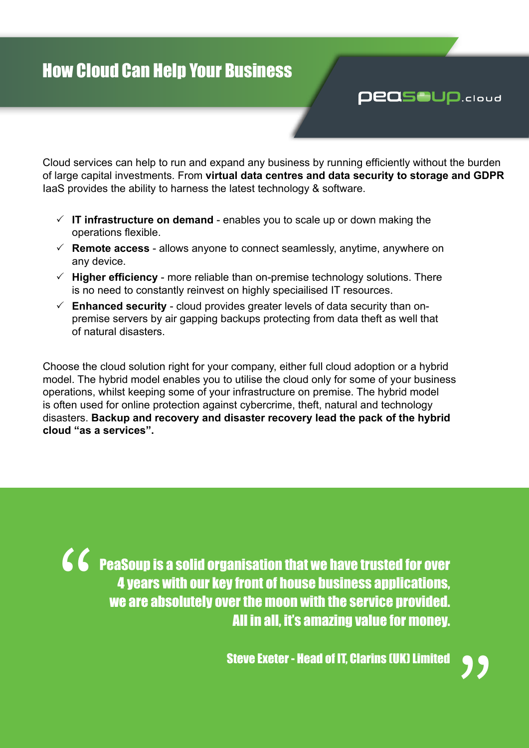# How Cloud Can Help Your Business

peasoup.cloud

Cloud services can help to run and expand any business by running efficiently without the burden of large capital investments. From **virtual data centres and data security to storage and GDPR** IaaS provides the ability to harness the latest technology & software.

- ✓ **IT infrastructure on demand** - enables you to scale up or down making the operations flexible.
- ✓ **Remote access** - allows anyone to connect seamlessly, anytime, anywhere on any device.
- ✓ **Higher efficiency** - more reliable than on-premise technology solutions. There is no need to constantly reinvest on highly speciailised IT resources.
- ✓ **Enhanced security** - cloud provides greater levels of data security than on-premise servers by air gapping backups protecting from data theft as well that of natural disasters.

Choose the cloud solution right for your company, either full cloud adoption or a hybrid model. The hybrid model enables you to utilise the cloud only for some of your business operations, whilst keeping some of your infrastructure on premise. The hybrid model is often used for online protection against cybercrime, theft, natural and technology disasters. **Backup and recovery and disaster recovery lead the pack of the hybrid cloud "as a services".**

> **"PeaSoup is a solid organisation that we have trusted for over 4 years with our key front of house business applications, we are absolutely over the moon with the service provided. All in all, it's amazing value for money.**
>
> **Steve Exeter - Head of IT, Clarins (UK) Limited"**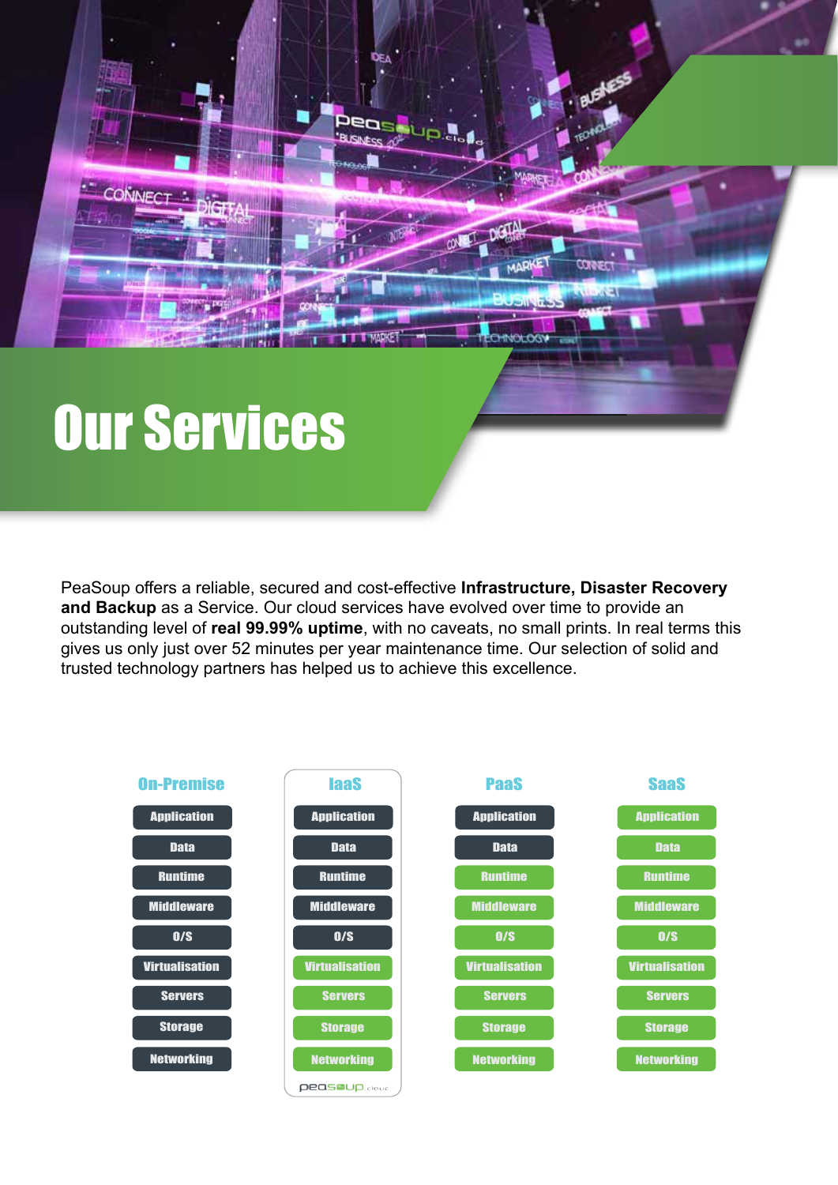# Our Services

PeaSoup offers a reliable, secured and cost-effective **Infrastructure, Disaster Recovery and Backup** as a Service. Our cloud services have evolved over time to provide an outstanding level of **real 99.99% uptime**, with no caveats, no small prints. In real terms this gives us only just over 52 minutes per year maintenance time. Our selection of solid and trusted technology partners has helped us to achieve this excellence.

| On-Premise | IaaS | PaaS | SaaS |
|---|---|---|---|
| Application | Application | Application | Application |
| Data | Data | Data | Data |
| Runtime | Runtime | Runtime | Runtime |
| Middleware | Middleware | Middleware | Middleware |
| O/S | O/S | O/S | O/S |
| Virtualisation | Virtualisation | Virtualisation | Virtualisation |
| Servers | Servers | Servers | Servers |
| Storage | Storage | Storage | Storage |
| Networking | Networking | Networking | Networking |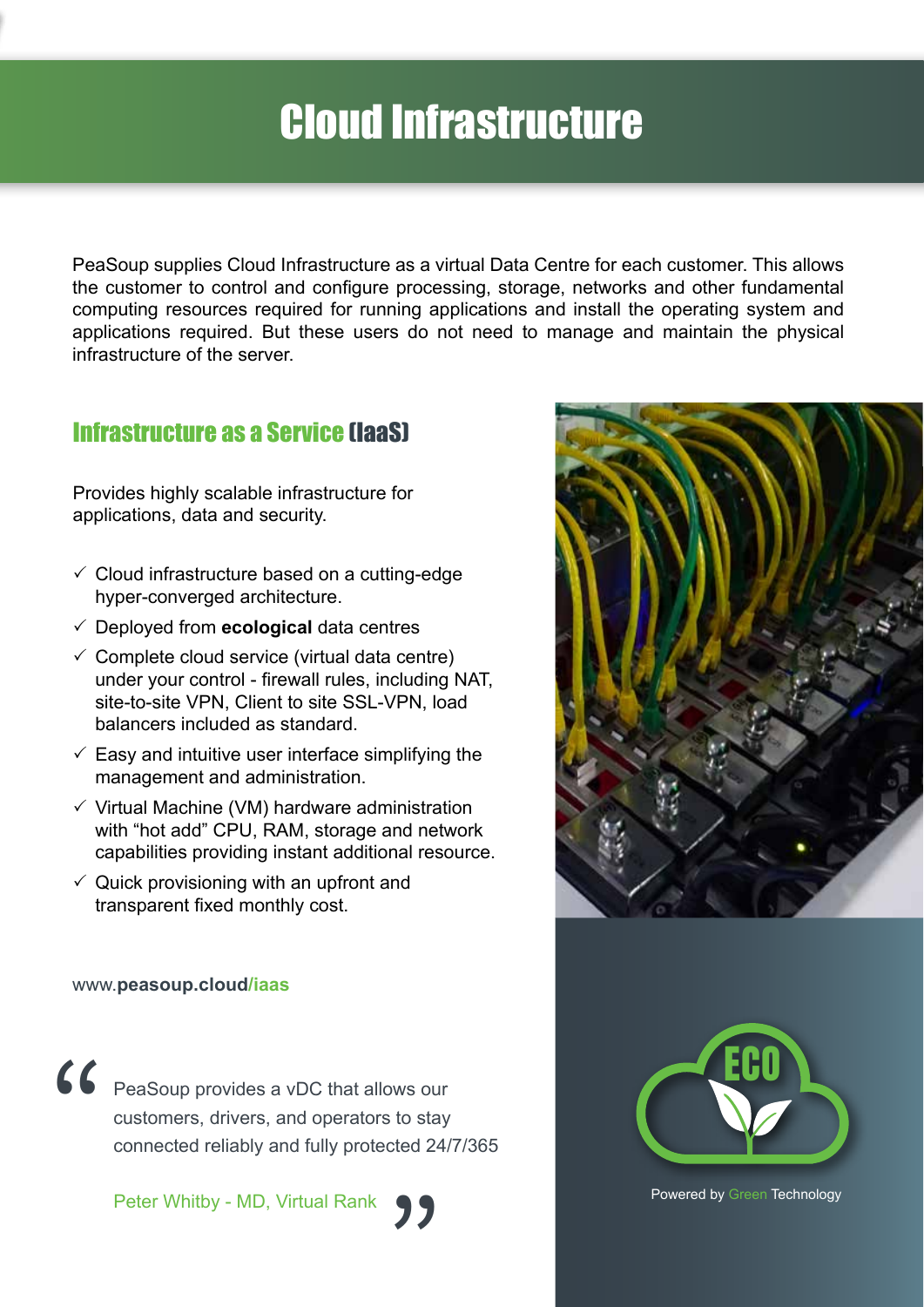# Cloud Infrastructure

PeaSoup supplies Cloud Infrastructure as a virtual Data Centre for each customer. This allows the customer to control and configure processing, storage, networks and other fundamental computing resources required for running applications and install the operating system and applications required. But these users do not need to manage and maintain the physical infrastructure of the server.

## Infrastructure as a Service (IaaS)

Provides highly scalable infrastructure for applications, data and security.

- ✓ Cloud infrastructure based on a cutting-edge hyper-converged architecture.
- ✓ Deployed from **ecological** data centres
- ✓ Complete cloud service (virtual data centre) under your control - firewall rules, including NAT, site-to-site VPN, Client to site SSL-VPN, load balancers included as standard.
- ✓ Easy and intuitive user interface simplifying the management and administration.
- ✓ Virtual Machine (VM) hardware administration with “hot add” CPU, RAM, storage and network capabilities providing instant additional resource.
- ✓ Quick provisioning with an upfront and transparent fixed monthly cost.

www.**peasoup.cloud/iaas**

> “PeaSoup provides a vDC that allows our customers, drivers, and operators to stay connected reliably and fully protected 24/7/365”
>
> Peter Whitby - MD, Virtual Rank

ECO

Powered by Green Technology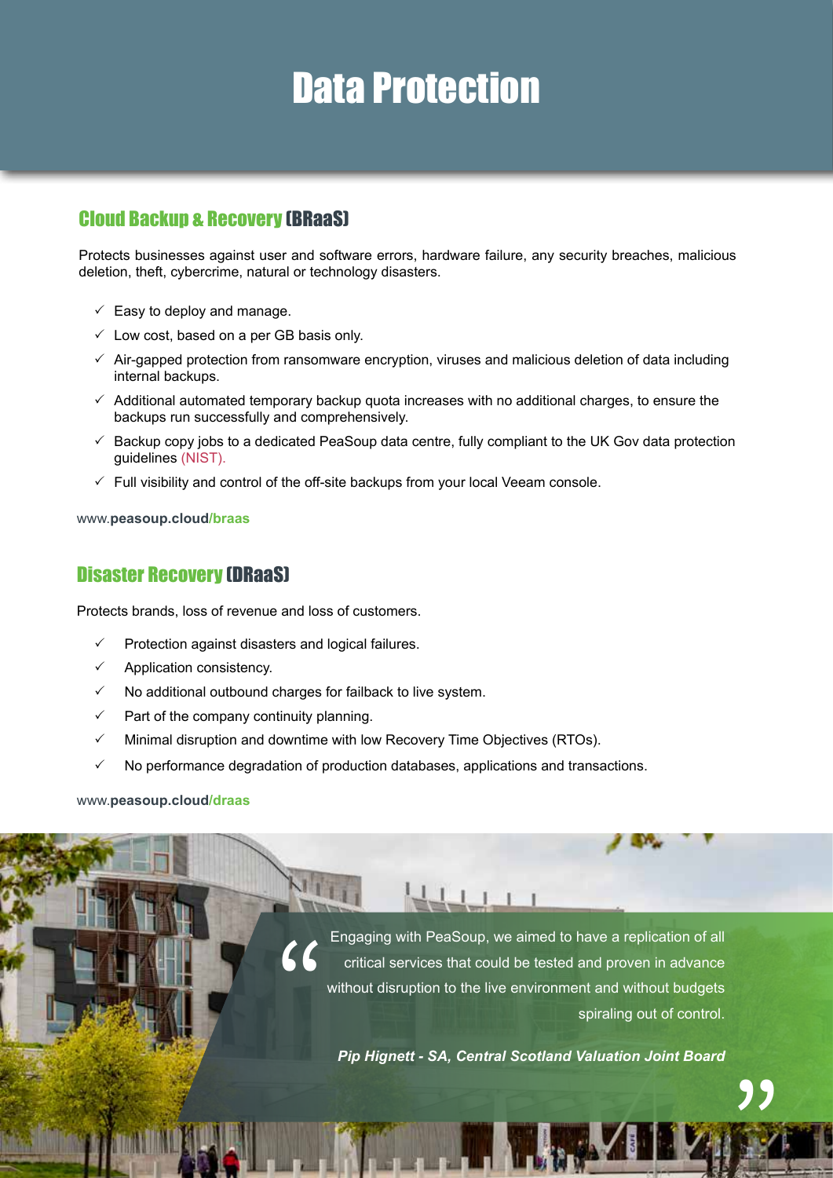# Data Protection

## Cloud Backup & Recovery (BRaaS)

Protects businesses against user and software errors, hardware failure, any security breaches, malicious deletion, theft, cybercrime, natural or technology disasters.

- ✓ Easy to deploy and manage.
- ✓ Low cost, based on a per GB basis only.
- ✓ Air-gapped protection from ransomware encryption, viruses and malicious deletion of data including internal backups.
- ✓ Additional automated temporary backup quota increases with no additional charges, to ensure the backups run successfully and comprehensively.
- ✓ Backup copy jobs to a dedicated PeaSoup data centre, fully compliant to the UK Gov data protection guidelines (NIST).
- ✓ Full visibility and control of the off-site backups from your local Veeam console.

www.**peasoup.cloud/braas**

## Disaster Recovery (DRaaS)

Protects brands, loss of revenue and loss of customers.

- ✓ Protection against disasters and logical failures.
- ✓ Application consistency.
- ✓ No additional outbound charges for failback to live system.
- ✓ Part of the company continuity planning.
- ✓ Minimal disruption and downtime with low Recovery Time Objectives (RTOs).
- ✓ No performance degradation of production databases, applications and transactions.

www.**peasoup.cloud/draas**

> "Engaging with PeaSoup, we aimed to have a replication of all critical services that could be tested and proven in advance without disruption to the live environment and without budgets spiraling out of control."
>
> ***Pip Hignett - SA, Central Scotland Valuation Joint Board***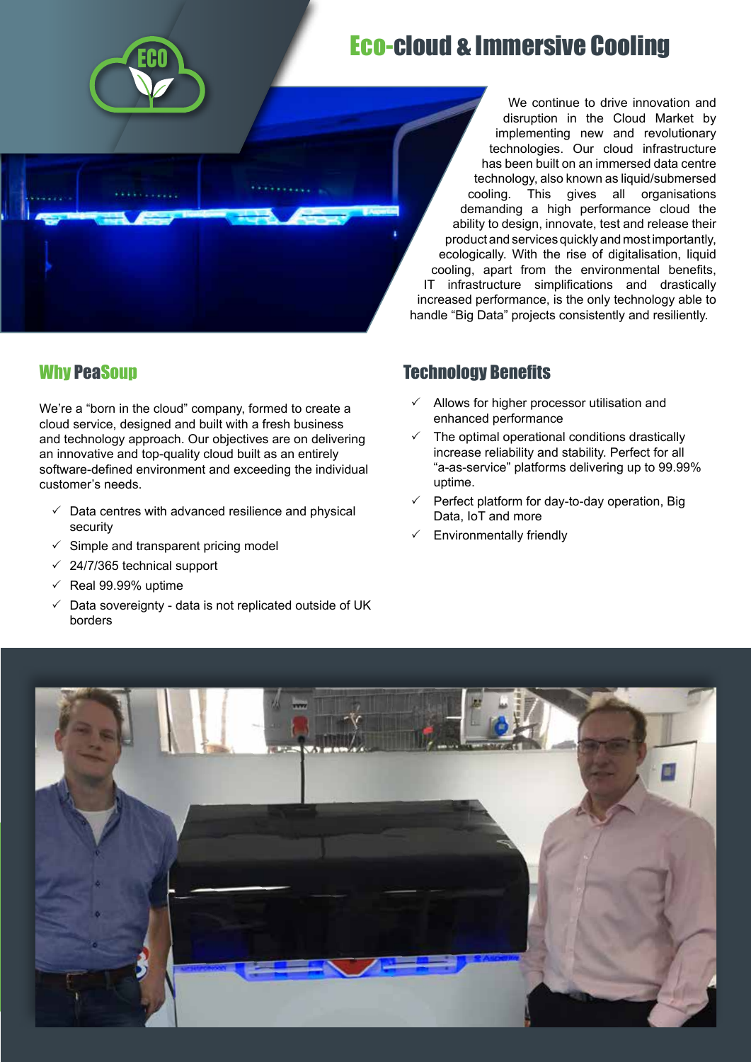# Eco-cloud & Immersive Cooling

We continue to drive innovation and disruption in the Cloud Market by implementing new and revolutionary technologies. Our cloud infrastructure has been built on an immersed data centre technology, also known as liquid/submersed cooling. This gives all organisations demanding a high performance cloud the ability to design, innovate, test and release their product and services quickly and most importantly, ecologically. With the rise of digitalisation, liquid cooling, apart from the environmental benefits, IT infrastructure simplifications and drastically increased performance, is the only technology able to handle "Big Data" projects consistently and resiliently.

## Why PeaSoup

We're a "born in the cloud" company, formed to create a cloud service, designed and built with a fresh business and technology approach. Our objectives are on delivering an innovative and top-quality cloud built as an entirely software-defined environment and exceeding the individual customer's needs.

- ✓ Data centres with advanced resilience and physical security
- ✓ Simple and transparent pricing model
- ✓ 24/7/365 technical support
- ✓ Real 99.99% uptime
- ✓ Data sovereignty - data is not replicated outside of UK borders

## Technology Benefits

- ✓ Allows for higher processor utilisation and enhanced performance
- ✓ The optimal operational conditions drastically increase reliability and stability. Perfect for all "a-as-service" platforms delivering up to 99.99% uptime.
- ✓ Perfect platform for day-to-day operation, Big Data, IoT and more
- ✓ Environmentally friendly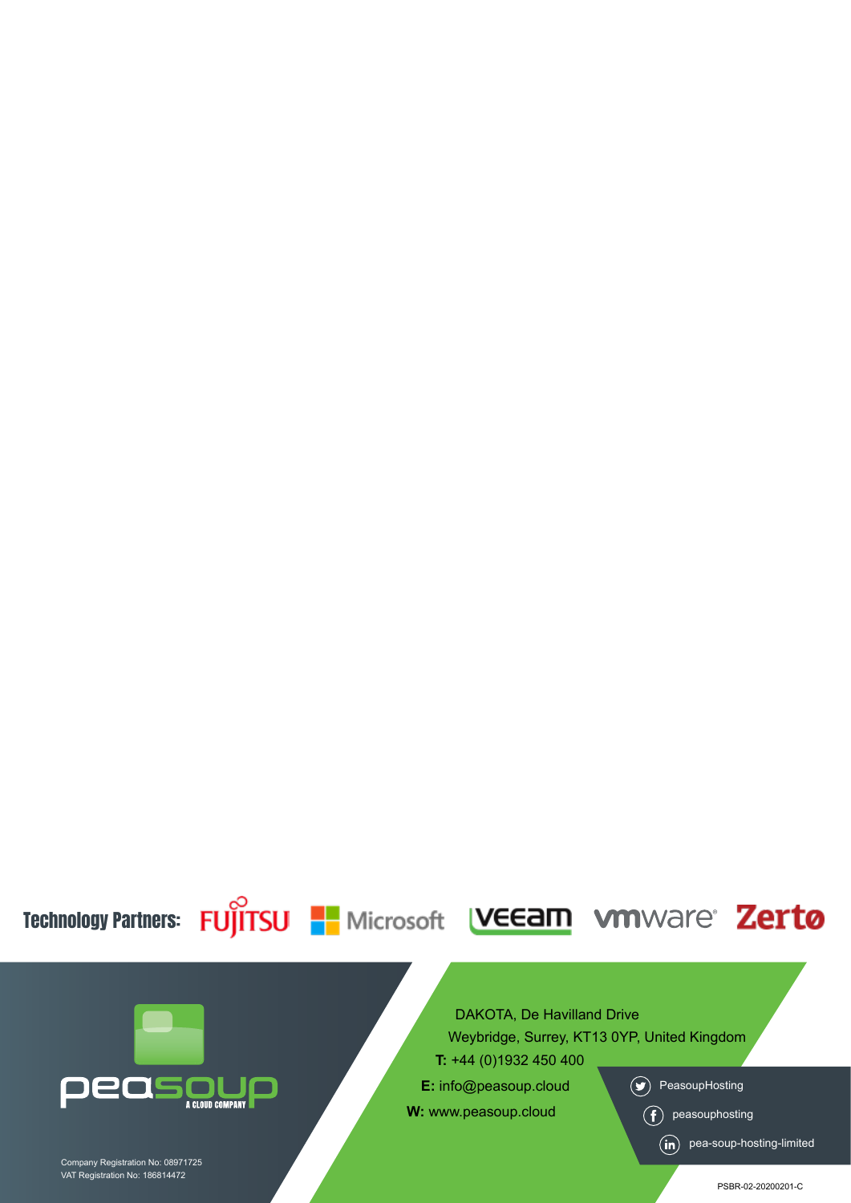Technology Partners: FUJITSU Microsoft VEEAM vmware Zerto

peasoup A CLOUD COMPANY

DAKOTA, De Havilland Drive
Weybridge, Surrey, KT13 0YP, United Kingdom

**T:** +44 (0)1932 450 400

**E:** info@peasoup.cloud

**W:** www.peasoup.cloud

PeasoupHosting

peasouphosting

pea-soup-hosting-limited

Company Registration No: 08971725
VAT Registration No: 186814472

PSBR-02-20200201-C